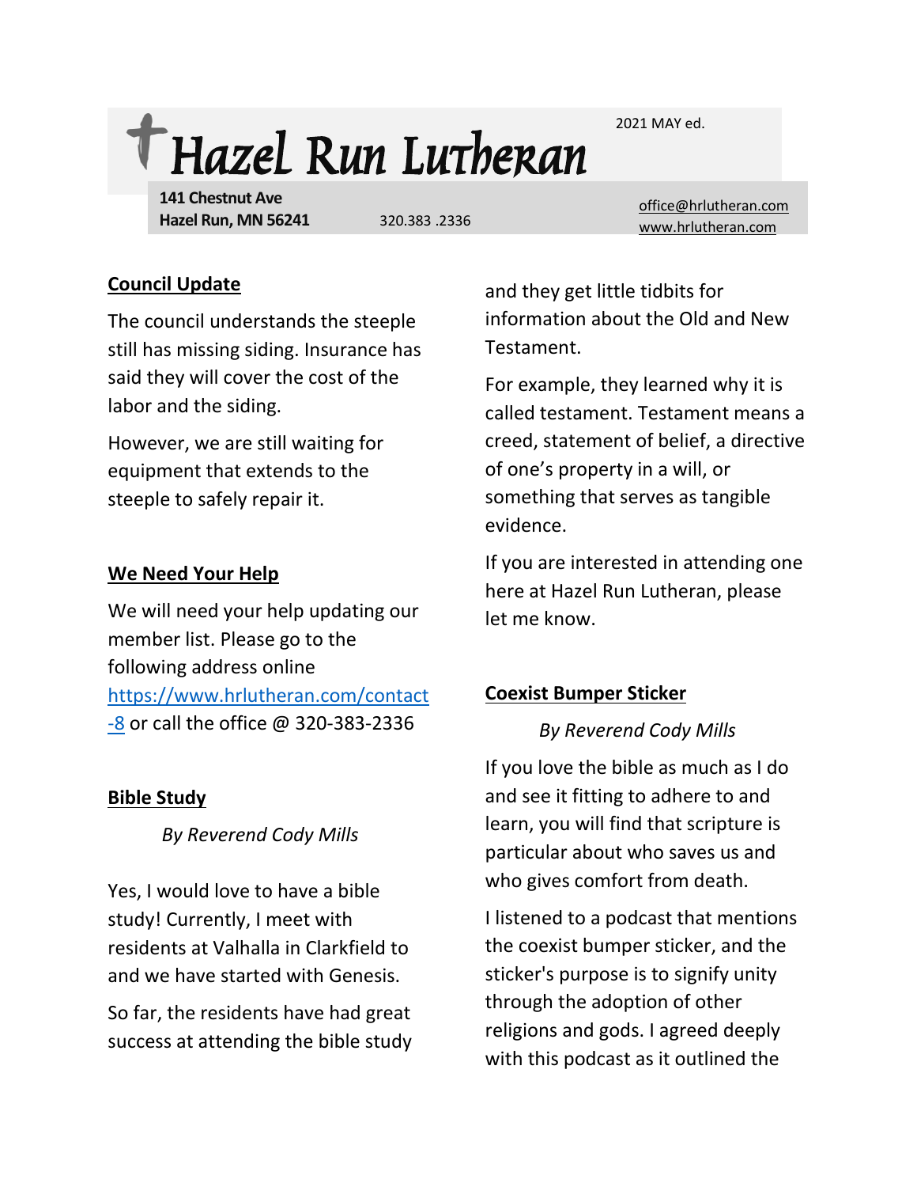# Hazel Run Lutheran

2021 MAY ed.

**141 Chestnut Ave**
**Hazel Run, MN 56241**

320.383 .2336

office@hrlutheran.com
www.hrlutheran.com

## Council Update

The council understands the steeple still has missing siding. Insurance has said they will cover the cost of the labor and the siding.

However, we are still waiting for equipment that extends to the steeple to safely repair it.

## We Need Your Help

We will need your help updating our member list. Please go to the following address online [https://www.hrlutheran.com/contact-8](https://www.hrlutheran.com/contact-8) or call the office @ 320-383-2336

## Bible Study

*By Reverend Cody Mills*

Yes, I would love to have a bible study! Currently, I meet with residents at Valhalla in Clarkfield to and we have started with Genesis.

So far, the residents have had great success at attending the bible study and they get little tidbits for information about the Old and New Testament.

For example, they learned why it is called testament. Testament means a creed, statement of belief, a directive of one's property in a will, or something that serves as tangible evidence.

If you are interested in attending one here at Hazel Run Lutheran, please let me know.

## Coexist Bumper Sticker

*By Reverend Cody Mills*

If you love the bible as much as I do and see it fitting to adhere to and learn, you will find that scripture is particular about who saves us and who gives comfort from death.

I listened to a podcast that mentions the coexist bumper sticker, and the sticker's purpose is to signify unity through the adoption of other religions and gods. I agreed deeply with this podcast as it outlined the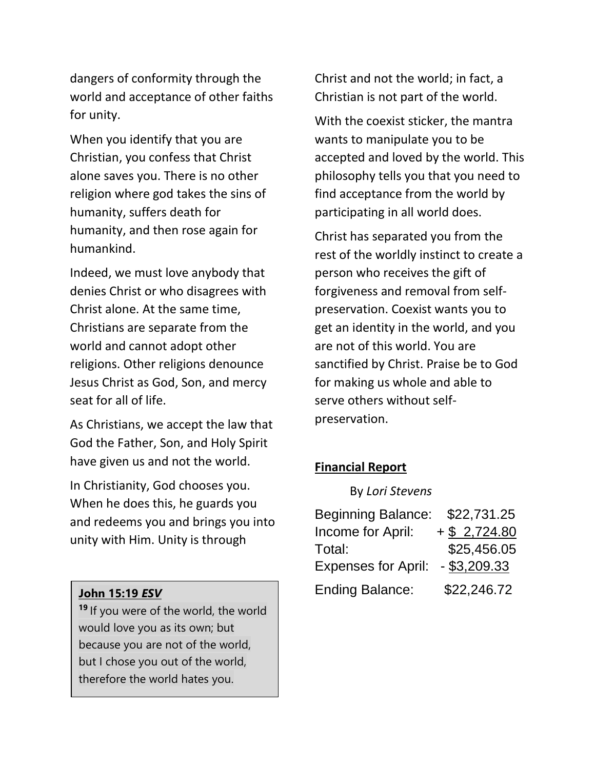dangers of conformity through the world and acceptance of other faiths for unity.

When you identify that you are Christian, you confess that Christ alone saves you. There is no other religion where god takes the sins of humanity, suffers death for humanity, and then rose again for humankind.

Indeed, we must love anybody that denies Christ or who disagrees with Christ alone. At the same time, Christians are separate from the world and cannot adopt other religions. Other religions denounce Jesus Christ as God, Son, and mercy seat for all of life.

As Christians, we accept the law that God the Father, Son, and Holy Spirit have given us and not the world.

In Christianity, God chooses you. When he does this, he guards you and redeems you and brings you into unity with Him. Unity is through Christ and not the world; in fact, a Christian is not part of the world.

> **John 15:19 *ESV***
>
> **19** If you were of the world, the world would love you as its own; but because you are not of the world, but I chose you out of the world, therefore the world hates you.

With the coexist sticker, the mantra wants to manipulate you to be accepted and loved by the world. This philosophy tells you that you need to find acceptance from the world by participating in all world does.

Christ has separated you from the rest of the worldly instinct to create a person who receives the gift of forgiveness and removal from self-preservation. Coexist wants you to get an identity in the world, and you are not of this world. You are sanctified by Christ. Praise be to God for making us whole and able to serve others without self-preservation.

## Financial Report

By *Lori Stevens*

| | |
|---|---|
| Beginning Balance: | $22,731.25 |
| Income for April: | + $ 2,724.80 |
| Total: | $25,456.05 |
| Expenses for April: | - $3,209.33 |
| Ending Balance: | $22,246.72 |